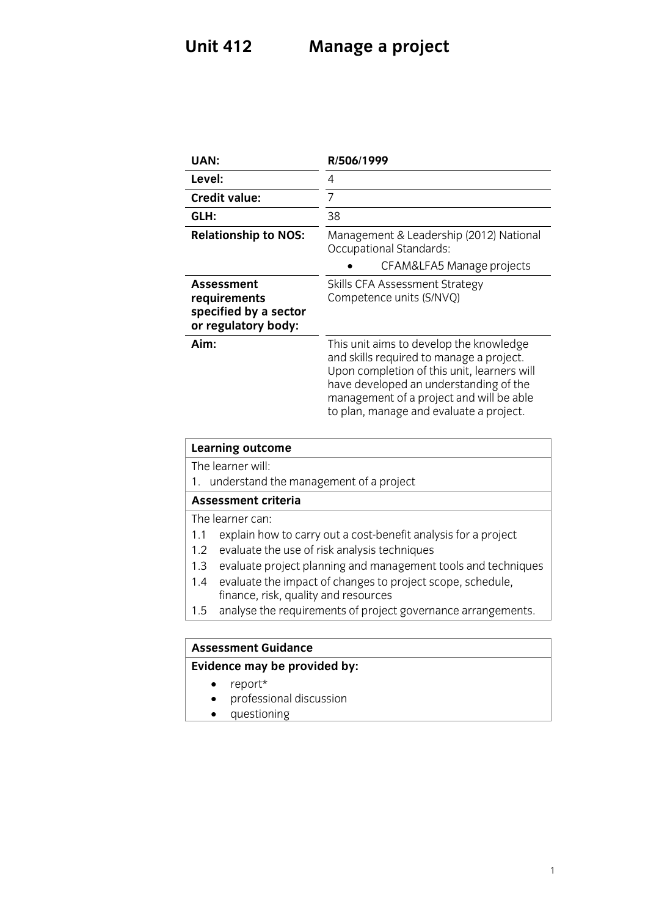# Unit 412 Manage a project

| | |
|---|---|
| **UAN:** | **R/506/1999** |
| **Level:** | 4 |
| **Credit value:** | 7 |
| **GLH:** | 38 |
| **Relationship to NOS:** | Management & Leadership (2012) National Occupational Standards:<br>• CFAM&LFA5 Manage projects |
| **Assessment requirements specified by a sector or regulatory body:** | Skills CFA Assessment Strategy Competence units (S/NVQ) |
| **Aim:** | This unit aims to develop the knowledge and skills required to manage a project. Upon completion of this unit, learners will have developed an understanding of the management of a project and will be able to plan, manage and evaluate a project. |

| **Learning outcome** |
|---|
| The learner will: |
| 1. understand the management of a project |
| **Assessment criteria** |
| The learner can: |
| 1.1 explain how to carry out a cost-benefit analysis for a project |
| 1.2 evaluate the use of risk analysis techniques |
| 1.3 evaluate project planning and management tools and techniques |
| 1.4 evaluate the impact of changes to project scope, schedule, finance, risk, quality and resources |
| 1.5 analyse the requirements of project governance arrangements. |

| **Assessment Guidance** |
|---|
| **Evidence may be provided by:** |
| • report* |
| • professional discussion |
| • questioning |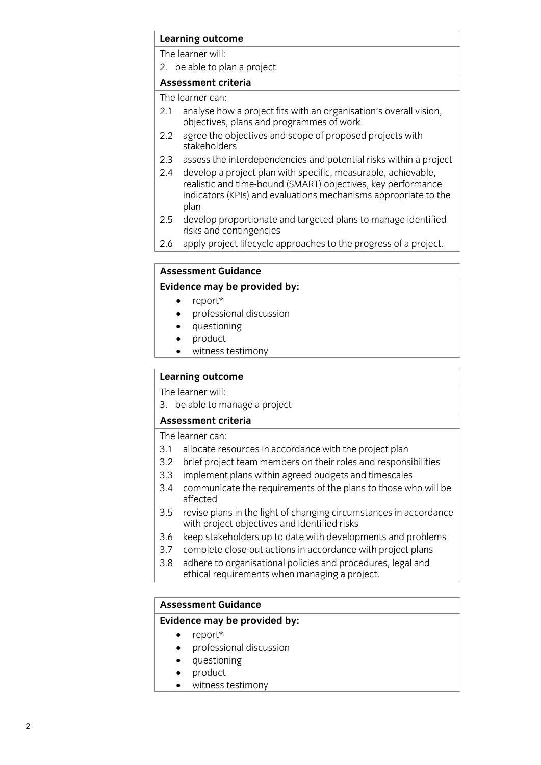**Learning outcome**

The learner will:

2. be able to plan a project

**Assessment criteria**

The learner can:

2.1 analyse how a project fits with an organisation's overall vision, objectives, plans and programmes of work

2.2 agree the objectives and scope of proposed projects with stakeholders

2.3 assess the interdependencies and potential risks within a project

2.4 develop a project plan with specific, measurable, achievable, realistic and time-bound (SMART) objectives, key performance indicators (KPIs) and evaluations mechanisms appropriate to the plan

2.5 develop proportionate and targeted plans to manage identified risks and contingencies

2.6 apply project lifecycle approaches to the progress of a project.

**Assessment Guidance**

**Evidence may be provided by:**

- report*
- professional discussion
- questioning
- product
- witness testimony

**Learning outcome**

The learner will:

3. be able to manage a project

**Assessment criteria**

The learner can:

3.1 allocate resources in accordance with the project plan

3.2 brief project team members on their roles and responsibilities

3.3 implement plans within agreed budgets and timescales

3.4 communicate the requirements of the plans to those who will be affected

3.5 revise plans in the light of changing circumstances in accordance with project objectives and identified risks

3.6 keep stakeholders up to date with developments and problems

3.7 complete close-out actions in accordance with project plans

3.8 adhere to organisational policies and procedures, legal and ethical requirements when managing a project.

**Assessment Guidance**

**Evidence may be provided by:**

- report*
- professional discussion
- questioning
- product
- witness testimony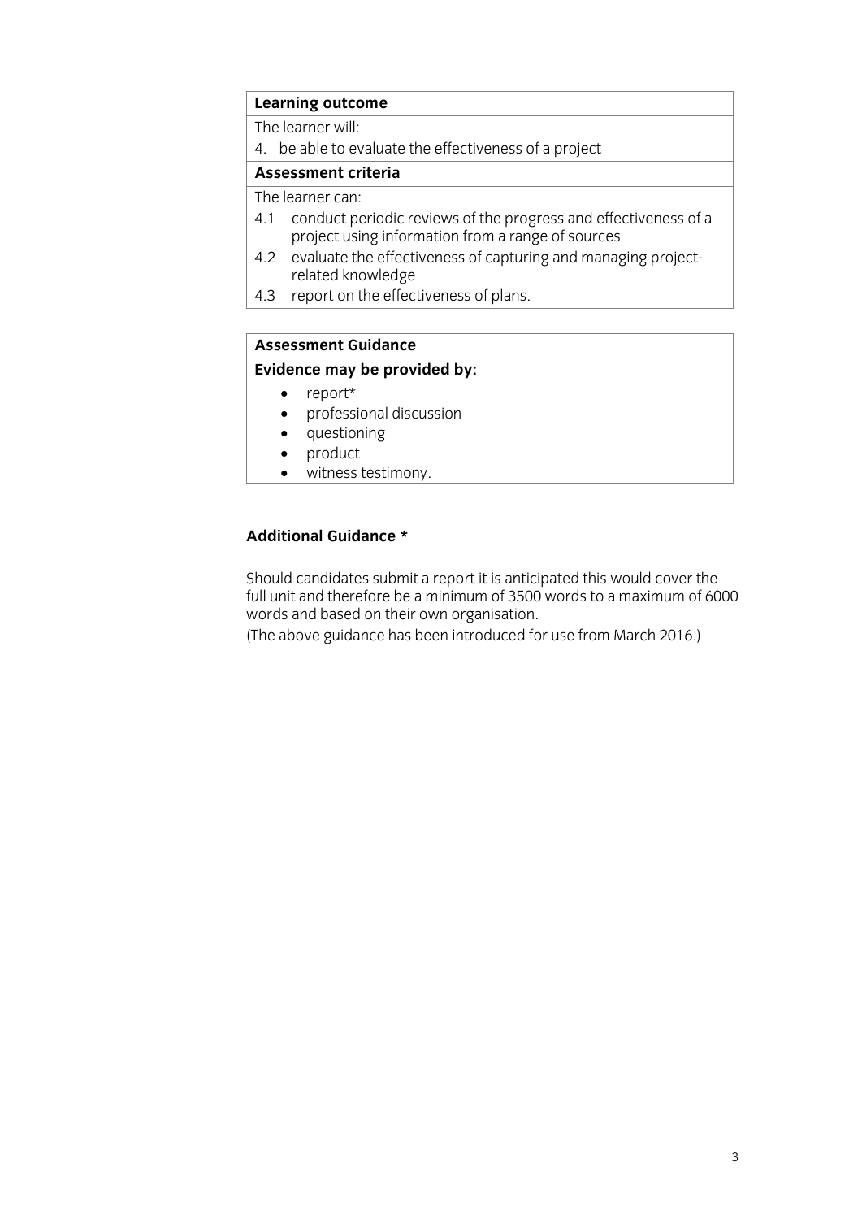**Learning outcome**

The learner will:

4. be able to evaluate the effectiveness of a project

**Assessment criteria**

The learner can:

4.1 conduct periodic reviews of the progress and effectiveness of a project using information from a range of sources

4.2 evaluate the effectiveness of capturing and managing project-related knowledge

4.3 report on the effectiveness of plans.

**Assessment Guidance**

**Evidence may be provided by:**

- report*
- professional discussion
- questioning
- product
- witness testimony.

**Additional Guidance ***

Should candidates submit a report it is anticipated this would cover the full unit and therefore be a minimum of 3500 words to a maximum of 6000 words and based on their own organisation.

(The above guidance has been introduced for use from March 2016.)